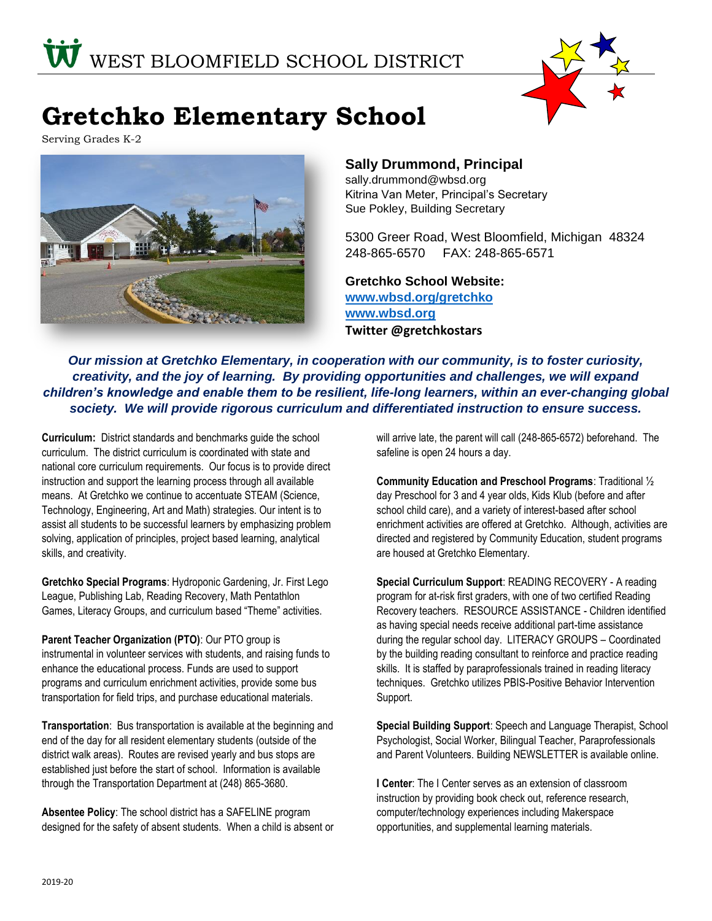WEST BLOOMFIELD SCHOOL DISTRICT

# Gretchko Elementary School

Serving Grades K-2

**Sally Drummond, Principal**
sally.drummond@wbsd.org
Kitrina Van Meter, Principal's Secretary
Sue Pokley, Building Secretary

5300 Greer Road, West Bloomfield, Michigan 48324
248-865-6570 FAX: 248-865-6571

**Gretchko School Website:**
**www.wbsd.org/gretchko**
**www.wbsd.org**
**Twitter @gretchkostars**

***Our mission at Gretchko Elementary, in cooperation with our community, is to foster curiosity, creativity, and the joy of learning. By providing opportunities and challenges, we will expand children's knowledge and enable them to be resilient, life-long learners, within an ever-changing global society. We will provide rigorous curriculum and differentiated instruction to ensure success.***

**Curriculum:** District standards and benchmarks guide the school curriculum. The district curriculum is coordinated with state and national core curriculum requirements. Our focus is to provide direct instruction and support the learning process through all available means. At Gretchko we continue to accentuate STEAM (Science, Technology, Engineering, Art and Math) strategies. Our intent is to assist all students to be successful learners by emphasizing problem solving, application of principles, project based learning, analytical skills, and creativity.

**Gretchko Special Programs**: Hydroponic Gardening, Jr. First Lego League, Publishing Lab, Reading Recovery, Math Pentathlon Games, Literacy Groups, and curriculum based "Theme" activities.

**Parent Teacher Organization (PTO)**: Our PTO group is instrumental in volunteer services with students, and raising funds to enhance the educational process. Funds are used to support programs and curriculum enrichment activities, provide some bus transportation for field trips, and purchase educational materials.

**Transportation**: Bus transportation is available at the beginning and end of the day for all resident elementary students (outside of the district walk areas). Routes are revised yearly and bus stops are established just before the start of school. Information is available through the Transportation Department at (248) 865-3680.

**Absentee Policy**: The school district has a SAFELINE program designed for the safety of absent students. When a child is absent or will arrive late, the parent will call (248-865-6572) beforehand. The safeline is open 24 hours a day.

**Community Education and Preschool Programs**: Traditional ½ day Preschool for 3 and 4 year olds, Kids Klub (before and after school child care), and a variety of interest-based after school enrichment activities are offered at Gretchko. Although, activities are directed and registered by Community Education, student programs are housed at Gretchko Elementary.

**Special Curriculum Support**: READING RECOVERY - A reading program for at-risk first graders, with one of two certified Reading Recovery teachers. RESOURCE ASSISTANCE - Children identified as having special needs receive additional part-time assistance during the regular school day. LITERACY GROUPS – Coordinated by the building reading consultant to reinforce and practice reading skills. It is staffed by paraprofessionals trained in reading literacy techniques. Gretchko utilizes PBIS-Positive Behavior Intervention Support.

**Special Building Support**: Speech and Language Therapist, School Psychologist, Social Worker, Bilingual Teacher, Paraprofessionals and Parent Volunteers. Building NEWSLETTER is available online.

**I Center**: The I Center serves as an extension of classroom instruction by providing book check out, reference research, computer/technology experiences including Makerspace opportunities, and supplemental learning materials.

2019-20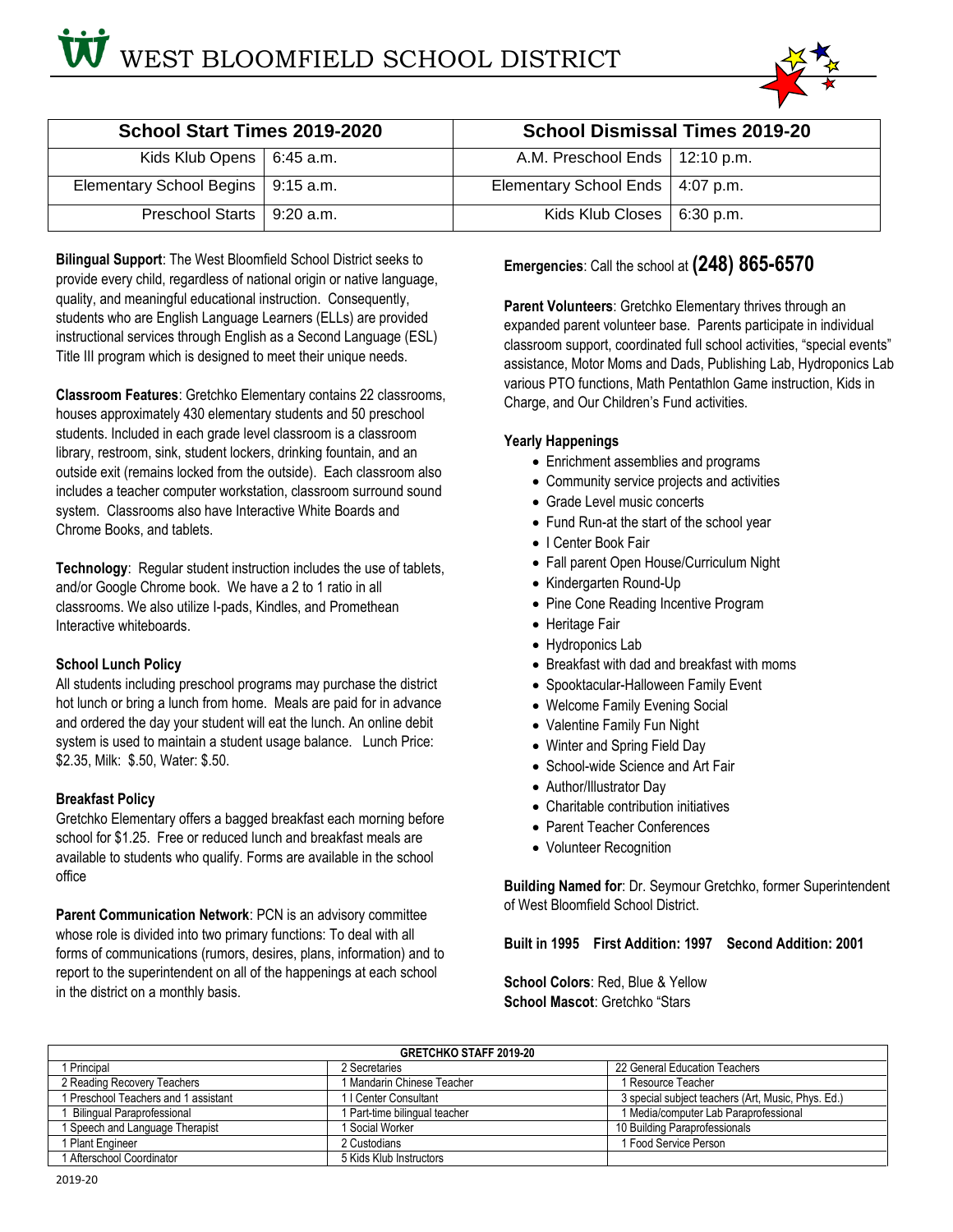# WEST BLOOMFIELD SCHOOL DISTRICT

| School Start Times 2019-2020 | |
|---|---|
| Kids Klub Opens | 6:45 a.m. |
| Elementary School Begins | 9:15 a.m. |
| Preschool Starts | 9:20 a.m. |

| School Dismissal Times 2019-20 | |
|---|---|
| A.M. Preschool Ends | 12:10 p.m. |
| Elementary School Ends | 4:07 p.m. |
| Kids Klub Closes | 6:30 p.m. |

**Bilingual Support**: The West Bloomfield School District seeks to provide every child, regardless of national origin or native language, quality, and meaningful educational instruction. Consequently, students who are English Language Learners (ELLs) are provided instructional services through English as a Second Language (ESL) Title III program which is designed to meet their unique needs.

**Classroom Features**: Gretchko Elementary contains 22 classrooms, houses approximately 430 elementary students and 50 preschool students. Included in each grade level classroom is a classroom library, restroom, sink, student lockers, drinking fountain, and an outside exit (remains locked from the outside). Each classroom also includes a teacher computer workstation, classroom surround sound system. Classrooms also have Interactive White Boards and Chrome Books, and tablets.

**Technology**: Regular student instruction includes the use of tablets, and/or Google Chrome book. We have a 2 to 1 ratio in all classrooms. We also utilize I-pads, Kindles, and Promethean Interactive whiteboards.

**School Lunch Policy**

All students including preschool programs may purchase the district hot lunch or bring a lunch from home. Meals are paid for in advance and ordered the day your student will eat the lunch. An online debit system is used to maintain a student usage balance. Lunch Price: $2.35, Milk: $.50, Water: $.50.

**Breakfast Policy**

Gretchko Elementary offers a bagged breakfast each morning before school for $1.25. Free or reduced lunch and breakfast meals are available to students who qualify. Forms are available in the school office

**Parent Communication Network**: PCN is an advisory committee whose role is divided into two primary functions: To deal with all forms of communications (rumors, desires, plans, information) and to report to the superintendent on all of the happenings at each school in the district on a monthly basis.

**Emergencies**: Call the school at **(248) 865-6570**

**Parent Volunteers**: Gretchko Elementary thrives through an expanded parent volunteer base. Parents participate in individual classroom support, coordinated full school activities, "special events" assistance, Motor Moms and Dads, Publishing Lab, Hydroponics Lab various PTO functions, Math Pentathlon Game instruction, Kids in Charge, and Our Children's Fund activities.

**Yearly Happenings**

- Enrichment assemblies and programs
- Community service projects and activities
- Grade Level music concerts
- Fund Run-at the start of the school year
- I Center Book Fair
- Fall parent Open House/Curriculum Night
- Kindergarten Round-Up
- Pine Cone Reading Incentive Program
- Heritage Fair
- Hydroponics Lab
- Breakfast with dad and breakfast with moms
- Spooktacular-Halloween Family Event
- Welcome Family Evening Social
- Valentine Family Fun Night
- Winter and Spring Field Day
- School-wide Science and Art Fair
- Author/Illustrator Day
- Charitable contribution initiatives
- Parent Teacher Conferences
- Volunteer Recognition

**Building Named for**: Dr. Seymour Gretchko, former Superintendent of West Bloomfield School District.

**Built in 1995 First Addition: 1997 Second Addition: 2001**

**School Colors**: Red, Blue & Yellow
**School Mascot**: Gretchko "Stars

| GRETCHKO STAFF 2019-20 | | |
|---|---|---|
| 1 Principal | 2 Secretaries | 22 General Education Teachers |
| 2 Reading Recovery Teachers | 1 Mandarin Chinese Teacher | 1 Resource Teacher |
| 1 Preschool Teachers and 1 assistant | 1 I Center Consultant | 3 special subject teachers (Art, Music, Phys. Ed.) |
| 1 Bilingual Paraprofessional | 1 Part-time bilingual teacher | 1 Media/computer Lab Paraprofessional |
| 1 Speech and Language Therapist | 1 Social Worker | 10 Building Paraprofessionals |
| 1 Plant Engineer | 2 Custodians | 1 Food Service Person |
| 1 Afterschool Coordinator | 5 Kids Klub Instructors | |

2019-20